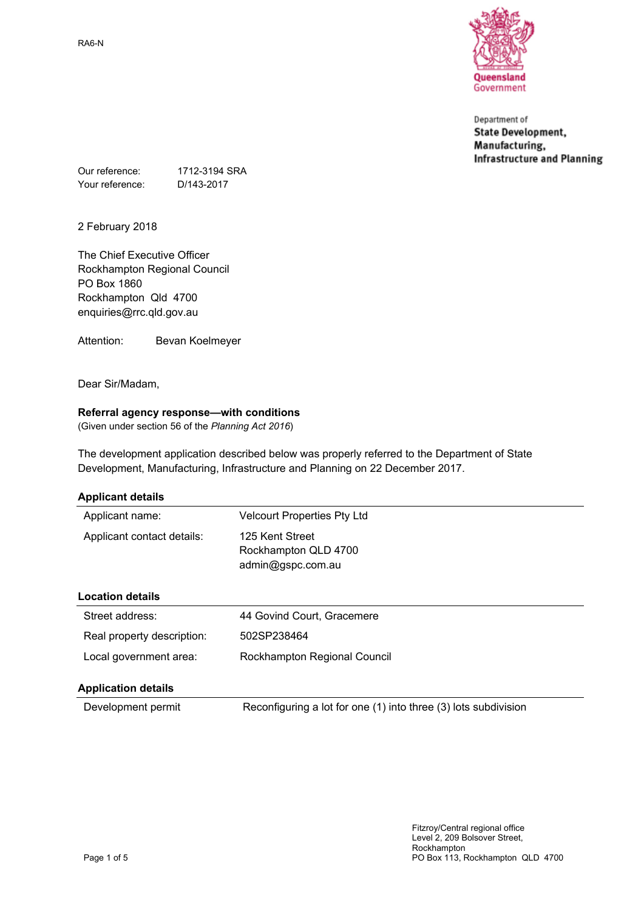RA6-N

Queensland Government

Department of
**State Development, Manufacturing, Infrastructure and Planning**

Our reference: 1712-3194 SRA
Your reference: D/143-2017

2 February 2018

The Chief Executive Officer
Rockhampton Regional Council
PO Box 1860
Rockhampton Qld 4700
enquiries@rrc.qld.gov.au

Attention: Bevan Koelmeyer

Dear Sir/Madam,

**Referral agency response—with conditions**
(Given under section 56 of the *Planning Act 2016*)

The development application described below was properly referred to the Department of State Development, Manufacturing, Infrastructure and Planning on 22 December 2017.

**Applicant details**

| | |
|---|---|
| Applicant name: | Velcourt Properties Pty Ltd |
| Applicant contact details: | 125 Kent Street<br>Rockhampton QLD 4700<br>admin@gspc.com.au |

**Location details**

| | |
|---|---|
| Street address: | 44 Govind Court, Gracemere |
| Real property description: | 502SP238464 |
| Local government area: | Rockhampton Regional Council |

**Application details**

| | |
|---|---|
| Development permit | Reconfiguring a lot for one (1) into three (3) lots subdivision |

Fitzroy/Central regional office
Level 2, 209 Bolsover Street,
Rockhampton
PO Box 113, Rockhampton QLD 4700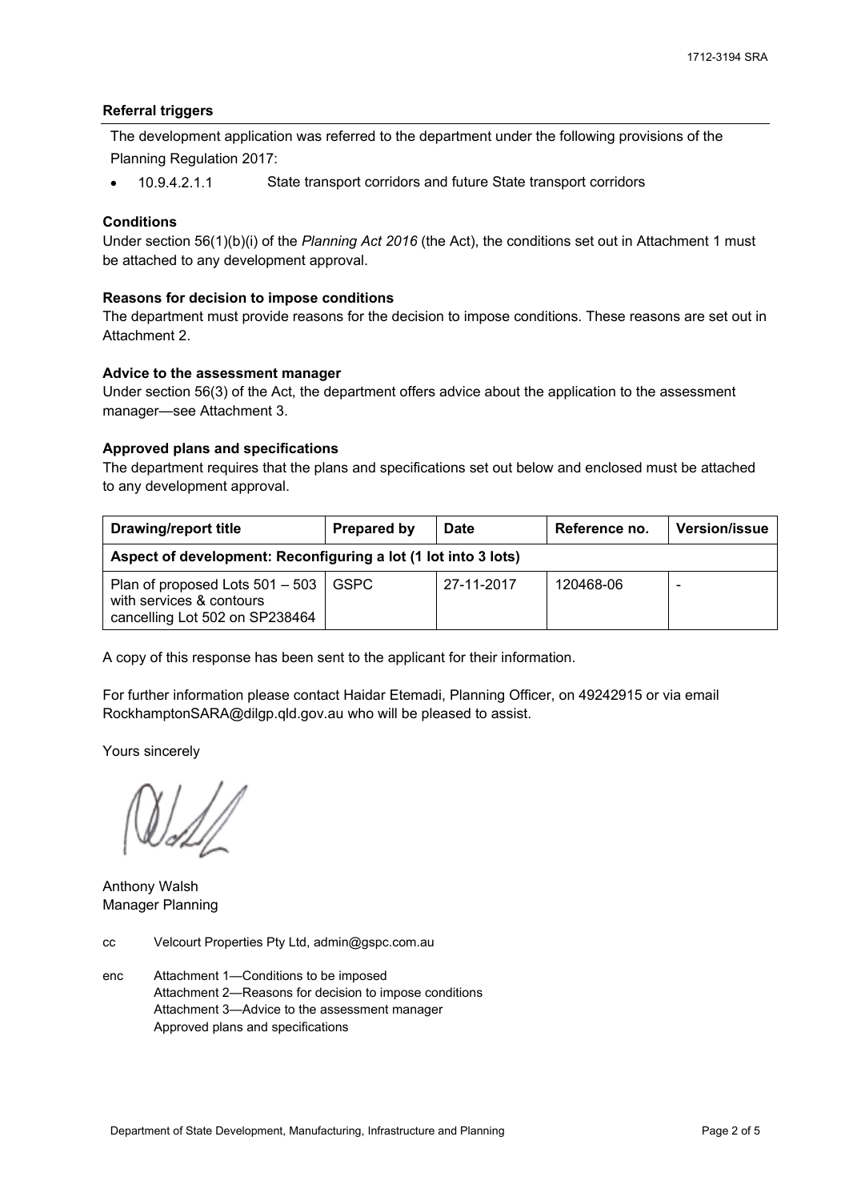**Referral triggers**

The development application was referred to the department under the following provisions of the Planning Regulation 2017:

- 10.9.4.2.1.1 State transport corridors and future State transport corridors

**Conditions**

Under section 56(1)(b)(i) of the *Planning Act 2016* (the Act), the conditions set out in Attachment 1 must be attached to any development approval.

**Reasons for decision to impose conditions**

The department must provide reasons for the decision to impose conditions. These reasons are set out in Attachment 2.

**Advice to the assessment manager**

Under section 56(3) of the Act, the department offers advice about the application to the assessment manager—see Attachment 3.

**Approved plans and specifications**

The department requires that the plans and specifications set out below and enclosed must be attached to any development approval.

| Drawing/report title | Prepared by | Date | Reference no. | Version/issue |
|---|---|---|---|---|
| **Aspect of development: Reconfiguring a lot (1 lot into 3 lots)** | | | | |
| Plan of proposed Lots 501 – 503 with services & contours cancelling Lot 502 on SP238464 | GSPC | 27-11-2017 | 120468-06 | - |

A copy of this response has been sent to the applicant for their information.

For further information please contact Haidar Etemadi, Planning Officer, on 49242915 or via email RockhamptonSARA@dilgp.qld.gov.au who will be pleased to assist.

Yours sincerely

Anthony Walsh
Manager Planning

cc Velcourt Properties Pty Ltd, admin@gspc.com.au

enc Attachment 1—Conditions to be imposed
Attachment 2—Reasons for decision to impose conditions
Attachment 3—Advice to the assessment manager
Approved plans and specifications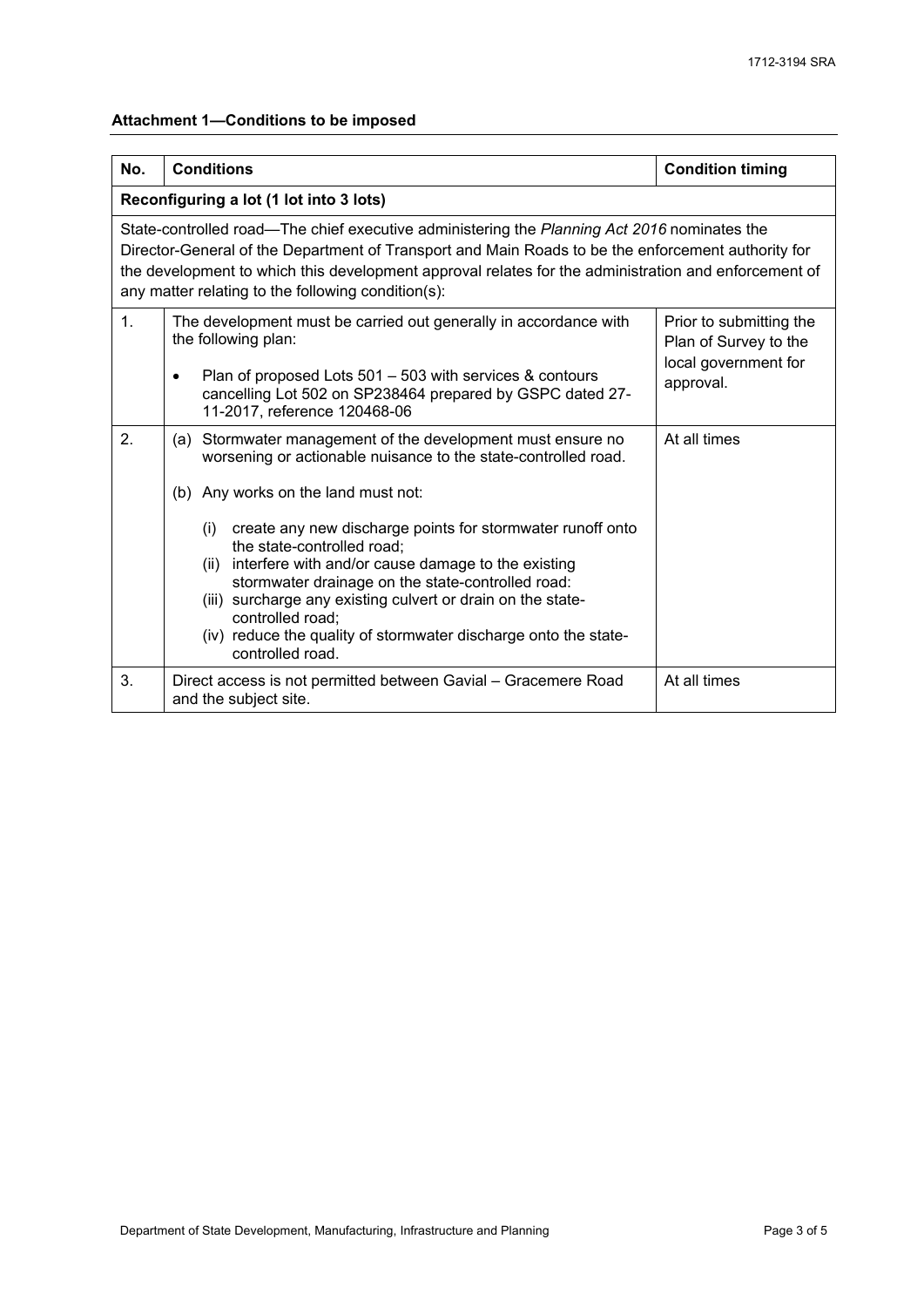**Attachment 1—Conditions to be imposed**

| No. | Conditions | Condition timing |
|---|---|---|
| **Reconfiguring a lot (1 lot into 3 lots)** | | |
| State-controlled road—The chief executive administering the *Planning Act 2016* nominates the Director-General of the Department of Transport and Main Roads to be the enforcement authority for the development to which this development approval relates for the administration and enforcement of any matter relating to the following condition(s): | | |
| 1. | The development must be carried out generally in accordance with the following plan:<br>• Plan of proposed Lots 501 – 503 with services & contours cancelling Lot 502 on SP238464 prepared by GSPC dated 27-11-2017, reference 120468-06 | Prior to submitting the Plan of Survey to the local government for approval. |
| 2. | (a) Stormwater management of the development must ensure no worsening or actionable nuisance to the state-controlled road.<br>(b) Any works on the land must not:<br>(i) create any new discharge points for stormwater runoff onto the state-controlled road;<br>(ii) interfere with and/or cause damage to the existing stormwater drainage on the state-controlled road:<br>(iii) surcharge any existing culvert or drain on the state-controlled road;<br>(iv) reduce the quality of stormwater discharge onto the state-controlled road. | At all times |
| 3. | Direct access is not permitted between Gavial – Gracemere Road and the subject site. | At all times |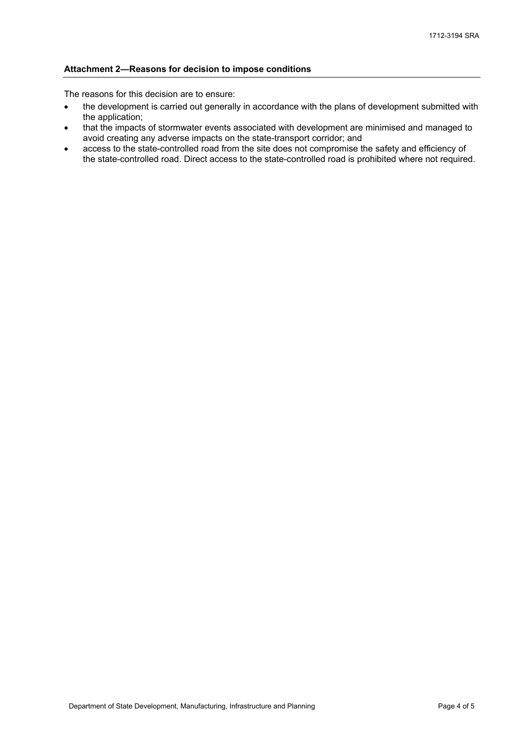**Attachment 2—Reasons for decision to impose conditions**

The reasons for this decision are to ensure:

- the development is carried out generally in accordance with the plans of development submitted with the application;
- that the impacts of stormwater events associated with development are minimised and managed to avoid creating any adverse impacts on the state-transport corridor; and
- access to the state-controlled road from the site does not compromise the safety and efficiency of the state-controlled road. Direct access to the state-controlled road is prohibited where not required.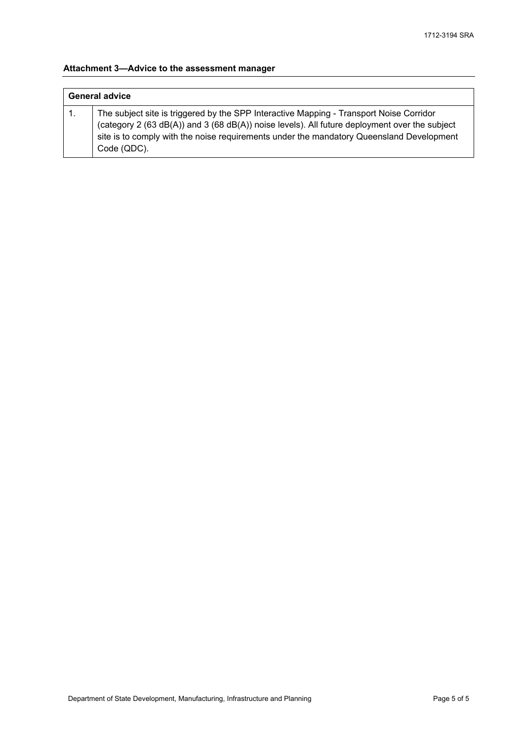## Attachment 3—Advice to the assessment manager

| General advice | |
|---|---|
| 1. | The subject site is triggered by the SPP Interactive Mapping - Transport Noise Corridor (category 2 (63 dB(A)) and 3 (68 dB(A)) noise levels). All future deployment over the subject site is to comply with the noise requirements under the mandatory Queensland Development Code (QDC). |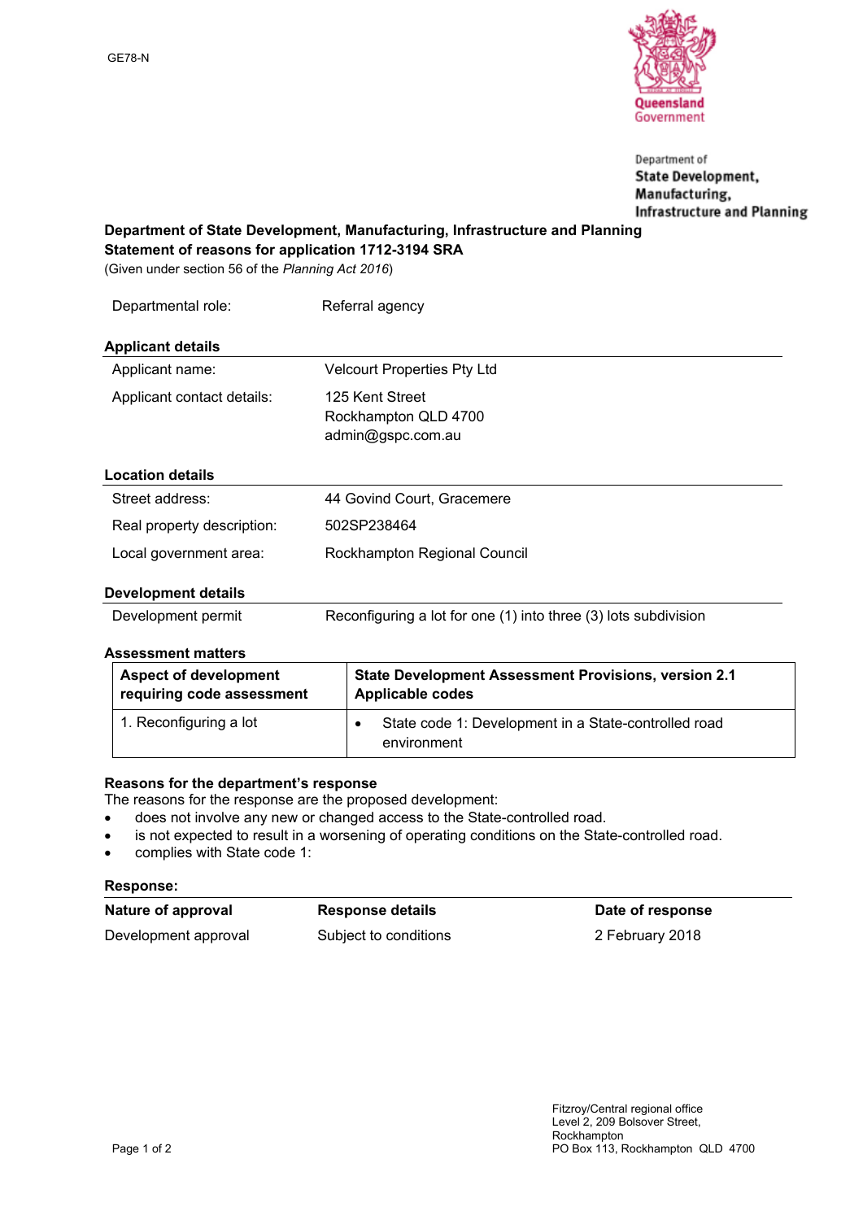GE78-N

Queensland Government

Department of State Development, Manufacturing, Infrastructure and Planning

**Department of State Development, Manufacturing, Infrastructure and Planning**
**Statement of reasons for application 1712-3194 SRA**
(Given under section 56 of the *Planning Act 2016*)

| | |
|---|---|
| Departmental role: | Referral agency |

### Applicant details

| | |
|---|---|
| Applicant name: | Velcourt Properties Pty Ltd |
| Applicant contact details: | 125 Kent Street<br>Rockhampton QLD 4700<br>admin@gspc.com.au |

### Location details

| | |
|---|---|
| Street address: | 44 Govind Court, Gracemere |
| Real property description: | 502SP238464 |
| Local government area: | Rockhampton Regional Council |

### Development details

| | |
|---|---|
| Development permit | Reconfiguring a lot for one (1) into three (3) lots subdivision |

### Assessment matters

| Aspect of development requiring code assessment | State Development Assessment Provisions, version 2.1 Applicable codes |
|---|---|
| 1. Reconfiguring a lot | • State code 1: Development in a State-controlled road environment |

### Reasons for the department's response

The reasons for the response are the proposed development:

- does not involve any new or changed access to the State-controlled road.
- is not expected to result in a worsening of operating conditions on the State-controlled road.
- complies with State code 1:

### Response:

| Nature of approval | Response details | Date of response |
|---|---|---|
| Development approval | Subject to conditions | 2 February 2018 |

Fitzroy/Central regional office
Level 2, 209 Bolsover Street,
Rockhampton
PO Box 113, Rockhampton QLD 4700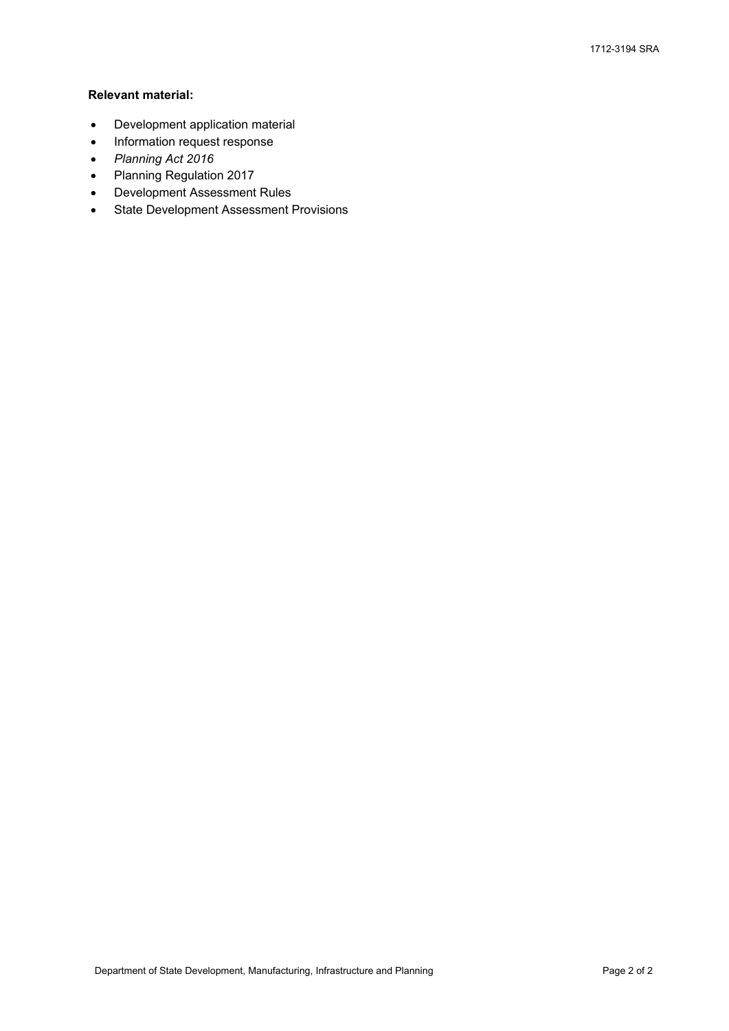**Relevant material:**

- Development application material
- Information request response
- *Planning Act 2016*
- Planning Regulation 2017
- Development Assessment Rules
- State Development Assessment Provisions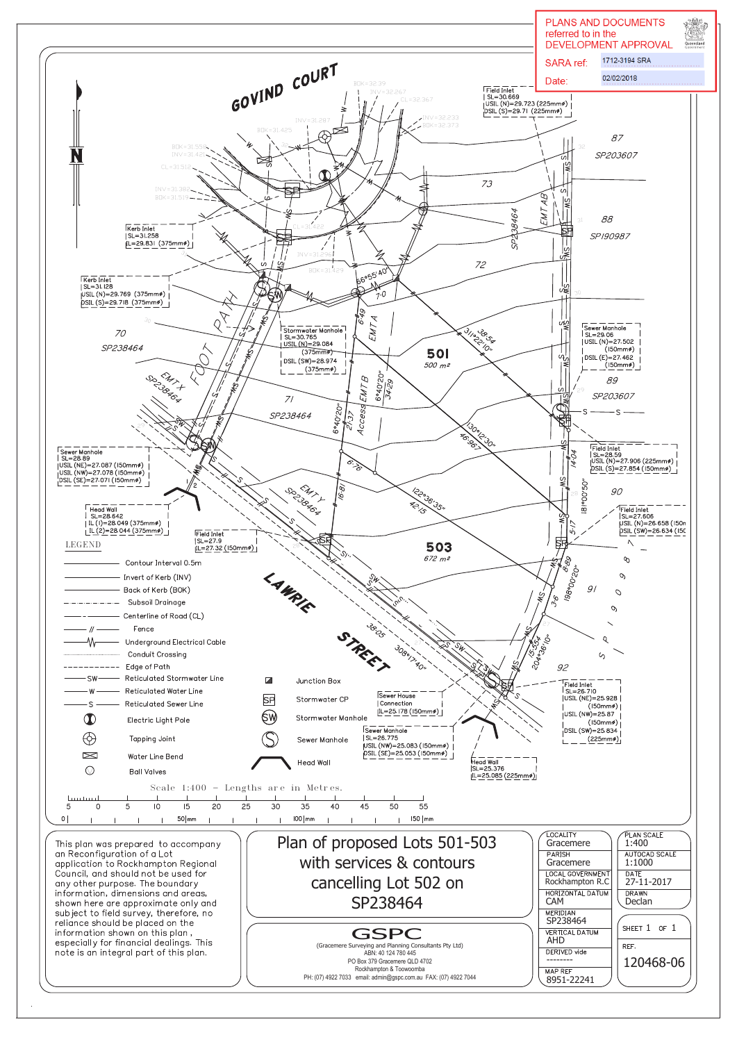PLANS AND DOCUMENTS referred to in the DEVELOPMENT APPROVAL

SARA ref: 1712-3194 SRA

Date: 02/02/2018

GOVIND COURT

LAWRIE STREET

FOOT PATH

501
500 m²

503
672 m²

Kerb Inlet
SL=31.258
IL=29.831 (375mmø)

Kerb Inlet
SL=31.128
USIL (N)=29.769 (375mmø)
DSIL (S)=29.718 (375mmø)

Stormwater Manhole
SL=30.765
USIL (N)=29.084 (375mmø)
DSIL (SW)=28.974 (375mmø)

Field Inlet
SL=30.669
USIL (N)=29.723 (225mmø)
DSIL (S)=29.71 (225mmø)

Sewer Manhole
SL=29.06
USIL (N)=27.502 (150mmø)
DSIL (E)=27.462 (150mmø)

Field Inlet
SL=28.59
USIL (N)=27.906 (225mmø)
DSIL (S)=27.854 (150mmø)

Field Inlet
SL=27.606
USIL (N)=26.658 (150m
DSIL (SW)=26.634 (150

Sewer Manhole
SL=28.89
USIL (NE)=27.087 (150mmø)
USIL (NW)=27.078 (150mmø)
DSIL (SE)=27.071 (150mmø)

Head Wall
SL=28.642
IL (1)=28.049 (375mmø)
IL (2)=28.044 (375mmø)

Field Inlet
SL=27.9
IL=27.32 (150mmø)

Sewer House Connection
IL=25.178 (150mmø)

Sewer Manhole
SL=26.775
USIL (NW)=25.083 (150mmø)
DSIL (SE)=25.053 (150mmø)

Head Wall
SL=25.376
IL=25.085 (225mmø)

Field Inlet
SL=26.710
USIL (NE)=25.928 (150mmø)
USIL (NW)=25.87 (150mmø)
DSIL (SW)=25.834 (225mmø)

70 SP238464; 71 SP238464; 72; 73; 87 SP203607; 88 SP190987; 89 SP203607; 90; 91; 92; SP190987 (vertical); SP238464

EMT X SP238464; EMT Y SP238464; EMT A; EMT AB SP238464; EMT B Access

56°55'40" 7.0; 6.49; 311°22'10" 38.54; 6°40'20" 34.29; 6°40'20" 21.37; 6.76; 16.81; 130°12'30" 46.967; 122°36'35" 42.15; 181°00'50" 14.04; 5.17; 8.89; 198°00'20" 3.6; 204°36'10" 15.554; 38.05 308°17'40"

## LEGEND

- Contour Interval 0.5m
- Invert of Kerb (INV)
- Back of Kerb (BOK)
- Subsoil Drainage
- Centerline of Road (CL)
- Fence
- Underground Electrical Cable
- Conduit Crossing
- Edge of Path
- Reticulated Stormwater Line
- Reticulated Water Line
- Reticulated Sewer Line
- Electric Light Pole
- Tapping Joint
- Water Line Bend
- Ball Valves
- Junction Box
- Stormwater CP
- Stormwater Manhole
- Sewer Manhole
- Head Wall

Scale 1:400 – Lengths are in Metres.

This plan was prepared to accompany an Reconfiguration of a Lot application to Rockhampton Regional Council, and should not be used for any other purpose. The boundary information, dimensions and areas, shown here are approximate only and subject to field survey, therefore, no reliance should be placed on the information shown on this plan, especially for financial dealings. This note is an integral part of this plan.

# Plan of proposed Lots 501-503 with services & contours cancelling Lot 502 on SP238464

GSPC
(Gracemere Surveying and Planning Consultants Pty Ltd)
ABN: 40 124 780 445
PO Box 379 Gracemere QLD 4702
Rockhampton & Toowoomba
PH: (07) 4922 7033 email: admin@gspc.com.au FAX: (07) 4922 7044

| | |
|---|---|
| LOCALITY | Gracemere |
| PARISH | Gracemere |
| LOCAL GOVERNMENT | Rockhampton R.C |
| HORIZONTAL DATUM | CAM |
| MERIDIAN | SP238464 |
| VERTICAL DATUM | AHD |
| DERIVED vide | -------- |
| MAP REF | 8951-22241 |
| PLAN SCALE | 1:400 |
| AUTOCAD SCALE | 1:1000 |
| DATE | 27-11-2017 |
| DRAWN | Declan |
| SHEET | 1 OF 1 |
| REF. | 120468-06 |